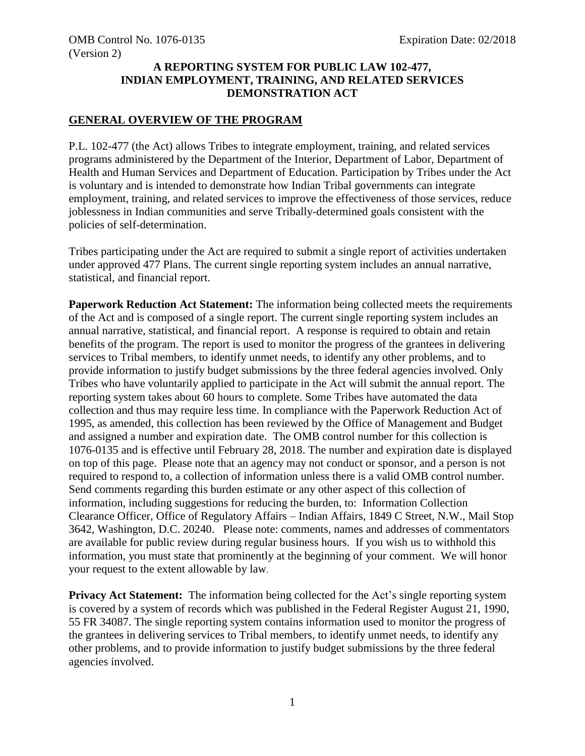OMB Control No. 1076-0135 Expiration Date: 02/2018
(Version 2)

# A REPORTING SYSTEM FOR PUBLIC LAW 102-477, INDIAN EMPLOYMENT, TRAINING, AND RELATED SERVICES DEMONSTRATION ACT

## GENERAL OVERVIEW OF THE PROGRAM

P.L. 102-477 (the Act) allows Tribes to integrate employment, training, and related services programs administered by the Department of the Interior, Department of Labor, Department of Health and Human Services and Department of Education. Participation by Tribes under the Act is voluntary and is intended to demonstrate how Indian Tribal governments can integrate employment, training, and related services to improve the effectiveness of those services, reduce joblessness in Indian communities and serve Tribally-determined goals consistent with the policies of self-determination.

Tribes participating under the Act are required to submit a single report of activities undertaken under approved 477 Plans. The current single reporting system includes an annual narrative, statistical, and financial report.

**Paperwork Reduction Act Statement:** The information being collected meets the requirements of the Act and is composed of a single report. The current single reporting system includes an annual narrative, statistical, and financial report. A response is required to obtain and retain benefits of the program. The report is used to monitor the progress of the grantees in delivering services to Tribal members, to identify unmet needs, to identify any other problems, and to provide information to justify budget submissions by the three federal agencies involved. Only Tribes who have voluntarily applied to participate in the Act will submit the annual report. The reporting system takes about 60 hours to complete. Some Tribes have automated the data collection and thus may require less time. In compliance with the Paperwork Reduction Act of 1995, as amended, this collection has been reviewed by the Office of Management and Budget and assigned a number and expiration date. The OMB control number for this collection is 1076-0135 and is effective until February 28, 2018. The number and expiration date is displayed on top of this page. Please note that an agency may not conduct or sponsor, and a person is not required to respond to, a collection of information unless there is a valid OMB control number. Send comments regarding this burden estimate or any other aspect of this collection of information, including suggestions for reducing the burden, to: Information Collection Clearance Officer, Office of Regulatory Affairs – Indian Affairs, 1849 C Street, N.W., Mail Stop 3642, Washington, D.C. 20240. Please note: comments, names and addresses of commentators are available for public review during regular business hours. If you wish us to withhold this information, you must state that prominently at the beginning of your comment. We will honor your request to the extent allowable by law.

**Privacy Act Statement:** The information being collected for the Act's single reporting system is covered by a system of records which was published in the Federal Register August 21, 1990, 55 FR 34087. The single reporting system contains information used to monitor the progress of the grantees in delivering services to Tribal members, to identify unmet needs, to identify any other problems, and to provide information to justify budget submissions by the three federal agencies involved.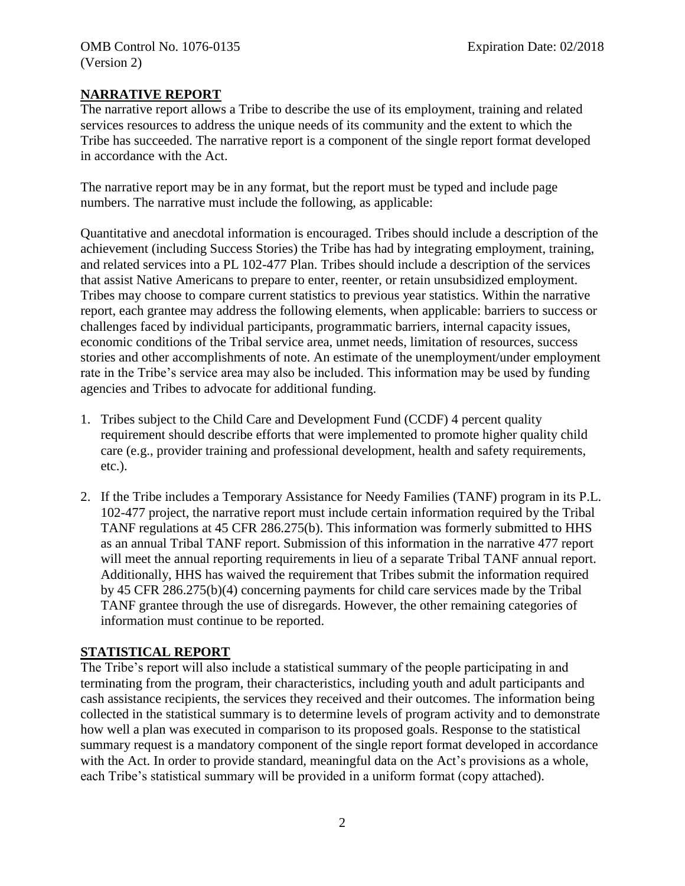OMB Control No. 1076-0135 Expiration Date: 02/2018
(Version 2)

## NARRATIVE REPORT

The narrative report allows a Tribe to describe the use of its employment, training and related services resources to address the unique needs of its community and the extent to which the Tribe has succeeded. The narrative report is a component of the single report format developed in accordance with the Act.

The narrative report may be in any format, but the report must be typed and include page numbers. The narrative must include the following, as applicable:

Quantitative and anecdotal information is encouraged. Tribes should include a description of the achievement (including Success Stories) the Tribe has had by integrating employment, training, and related services into a PL 102-477 Plan. Tribes should include a description of the services that assist Native Americans to prepare to enter, reenter, or retain unsubsidized employment. Tribes may choose to compare current statistics to previous year statistics. Within the narrative report, each grantee may address the following elements, when applicable: barriers to success or challenges faced by individual participants, programmatic barriers, internal capacity issues, economic conditions of the Tribal service area, unmet needs, limitation of resources, success stories and other accomplishments of note. An estimate of the unemployment/under employment rate in the Tribe's service area may also be included. This information may be used by funding agencies and Tribes to advocate for additional funding.

1. Tribes subject to the Child Care and Development Fund (CCDF) 4 percent quality requirement should describe efforts that were implemented to promote higher quality child care (e.g., provider training and professional development, health and safety requirements, etc.).

2. If the Tribe includes a Temporary Assistance for Needy Families (TANF) program in its P.L. 102-477 project, the narrative report must include certain information required by the Tribal TANF regulations at 45 CFR 286.275(b). This information was formerly submitted to HHS as an annual Tribal TANF report. Submission of this information in the narrative 477 report will meet the annual reporting requirements in lieu of a separate Tribal TANF annual report. Additionally, HHS has waived the requirement that Tribes submit the information required by 45 CFR 286.275(b)(4) concerning payments for child care services made by the Tribal TANF grantee through the use of disregards. However, the other remaining categories of information must continue to be reported.

## STATISTICAL REPORT

The Tribe's report will also include a statistical summary of the people participating in and terminating from the program, their characteristics, including youth and adult participants and cash assistance recipients, the services they received and their outcomes. The information being collected in the statistical summary is to determine levels of program activity and to demonstrate how well a plan was executed in comparison to its proposed goals. Response to the statistical summary request is a mandatory component of the single report format developed in accordance with the Act. In order to provide standard, meaningful data on the Act's provisions as a whole, each Tribe's statistical summary will be provided in a uniform format (copy attached).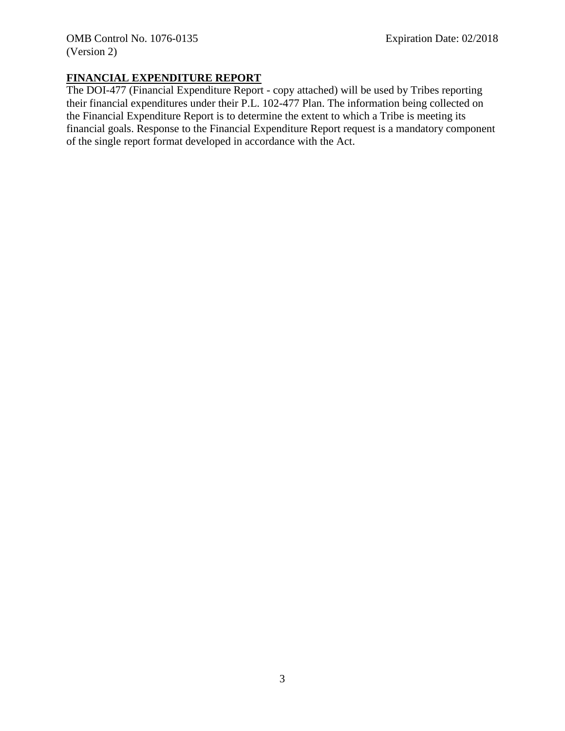## FINANCIAL EXPENDITURE REPORT

The DOI-477 (Financial Expenditure Report - copy attached) will be used by Tribes reporting their financial expenditures under their P.L. 102-477 Plan. The information being collected on the Financial Expenditure Report is to determine the extent to which a Tribe is meeting its financial goals. Response to the Financial Expenditure Report request is a mandatory component of the single report format developed in accordance with the Act.